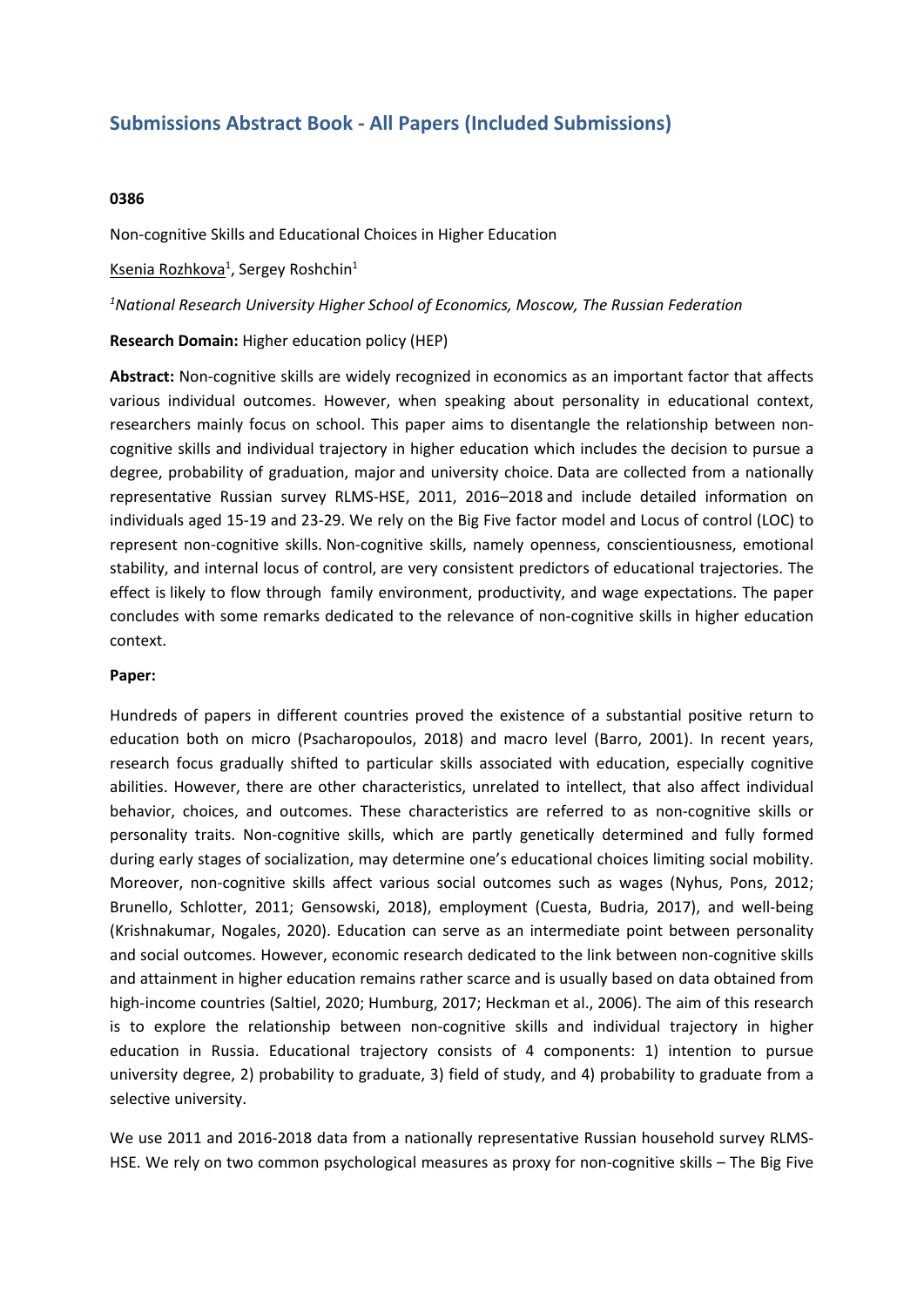# Submissions Abstract Book - All Papers (Included Submissions)

**0386**

Non-cognitive Skills and Educational Choices in Higher Education

Ksenia Rozhkova[1], Sergey Roshchin[1]

*[1]National Research University Higher School of Economics, Moscow, The Russian Federation*

**Research Domain:** Higher education policy (HEP)

**Abstract:** Non-cognitive skills are widely recognized in economics as an important factor that affects various individual outcomes. However, when speaking about personality in educational context, researchers mainly focus on school. This paper aims to disentangle the relationship between non-cognitive skills and individual trajectory in higher education which includes the decision to pursue a degree, probability of graduation, major and university choice. Data are collected from a nationally representative Russian survey RLMS-HSE, 2011, 2016–2018 and include detailed information on individuals aged 15-19 and 23-29. We rely on the Big Five factor model and Locus of control (LOC) to represent non-cognitive skills. Non-cognitive skills, namely openness, conscientiousness, emotional stability, and internal locus of control, are very consistent predictors of educational trajectories. The effect is likely to flow through family environment, productivity, and wage expectations. The paper concludes with some remarks dedicated to the relevance of non-cognitive skills in higher education context.

**Paper:**

Hundreds of papers in different countries proved the existence of a substantial positive return to education both on micro (Psacharopoulos, 2018) and macro level (Barro, 2001). In recent years, research focus gradually shifted to particular skills associated with education, especially cognitive abilities. However, there are other characteristics, unrelated to intellect, that also affect individual behavior, choices, and outcomes. These characteristics are referred to as non-cognitive skills or personality traits. Non-cognitive skills, which are partly genetically determined and fully formed during early stages of socialization, may determine one's educational choices limiting social mobility. Moreover, non-cognitive skills affect various social outcomes such as wages (Nyhus, Pons, 2012; Brunello, Schlotter, 2011; Gensowski, 2018), employment (Cuesta, Budria, 2017), and well-being (Krishnakumar, Nogales, 2020). Education can serve as an intermediate point between personality and social outcomes. However, economic research dedicated to the link between non-cognitive skills and attainment in higher education remains rather scarce and is usually based on data obtained from high-income countries (Saltiel, 2020; Humburg, 2017; Heckman et al., 2006). The aim of this research is to explore the relationship between non-cognitive skills and individual trajectory in higher education in Russia. Educational trajectory consists of 4 components: 1) intention to pursue university degree, 2) probability to graduate, 3) field of study, and 4) probability to graduate from a selective university.

We use 2011 and 2016-2018 data from a nationally representative Russian household survey RLMS-HSE. We rely on two common psychological measures as proxy for non-cognitive skills – The Big Five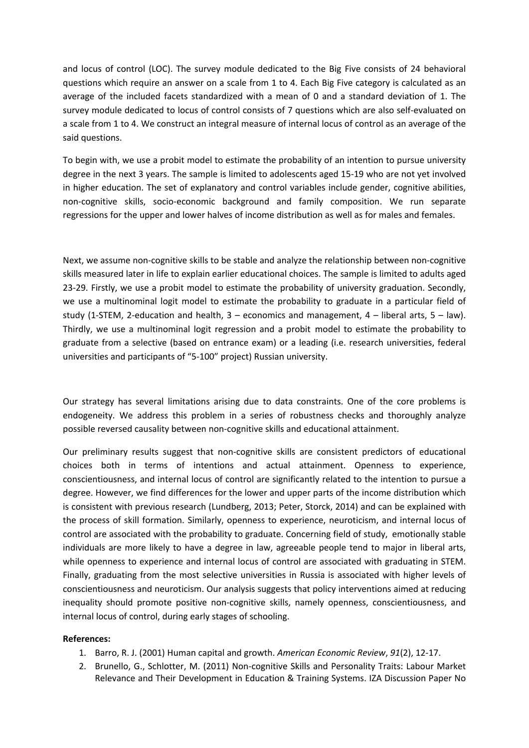and locus of control (LOC). The survey module dedicated to the Big Five consists of 24 behavioral questions which require an answer on a scale from 1 to 4. Each Big Five category is calculated as an average of the included facets standardized with a mean of 0 and a standard deviation of 1. The survey module dedicated to locus of control consists of 7 questions which are also self-evaluated on a scale from 1 to 4. We construct an integral measure of internal locus of control as an average of the said questions.

To begin with, we use a probit model to estimate the probability of an intention to pursue university degree in the next 3 years. The sample is limited to adolescents aged 15-19 who are not yet involved in higher education. The set of explanatory and control variables include gender, cognitive abilities, non-cognitive skills, socio-economic background and family composition. We run separate regressions for the upper and lower halves of income distribution as well as for males and females.

Next, we assume non-cognitive skills to be stable and analyze the relationship between non-cognitive skills measured later in life to explain earlier educational choices. The sample is limited to adults aged 23-29. Firstly, we use a probit model to estimate the probability of university graduation. Secondly, we use a multinominal logit model to estimate the probability to graduate in a particular field of study (1-STEM, 2-education and health, 3 – economics and management, 4 – liberal arts, 5 – law). Thirdly, we use a multinominal logit regression and a probit model to estimate the probability to graduate from a selective (based on entrance exam) or a leading (i.e. research universities, federal universities and participants of "5-100" project) Russian university.

Our strategy has several limitations arising due to data constraints. One of the core problems is endogeneity. We address this problem in a series of robustness checks and thoroughly analyze possible reversed causality between non-cognitive skills and educational attainment.

Our preliminary results suggest that non-cognitive skills are consistent predictors of educational choices both in terms of intentions and actual attainment. Openness to experience, conscientiousness, and internal locus of control are significantly related to the intention to pursue a degree. However, we find differences for the lower and upper parts of the income distribution which is consistent with previous research (Lundberg, 2013; Peter, Storck, 2014) and can be explained with the process of skill formation. Similarly, openness to experience, neuroticism, and internal locus of control are associated with the probability to graduate. Concerning field of study, emotionally stable individuals are more likely to have a degree in law, agreeable people tend to major in liberal arts, while openness to experience and internal locus of control are associated with graduating in STEM. Finally, graduating from the most selective universities in Russia is associated with higher levels of conscientiousness and neuroticism. Our analysis suggests that policy interventions aimed at reducing inequality should promote positive non-cognitive skills, namely openness, conscientiousness, and internal locus of control, during early stages of schooling.

**References:**

1. Barro, R. J. (2001) Human capital and growth. *American Economic Review*, *91*(2), 12-17.
2. Brunello, G., Schlotter, M. (2011) Non-cognitive Skills and Personality Traits: Labour Market Relevance and Their Development in Education & Training Systems. IZA Discussion Paper No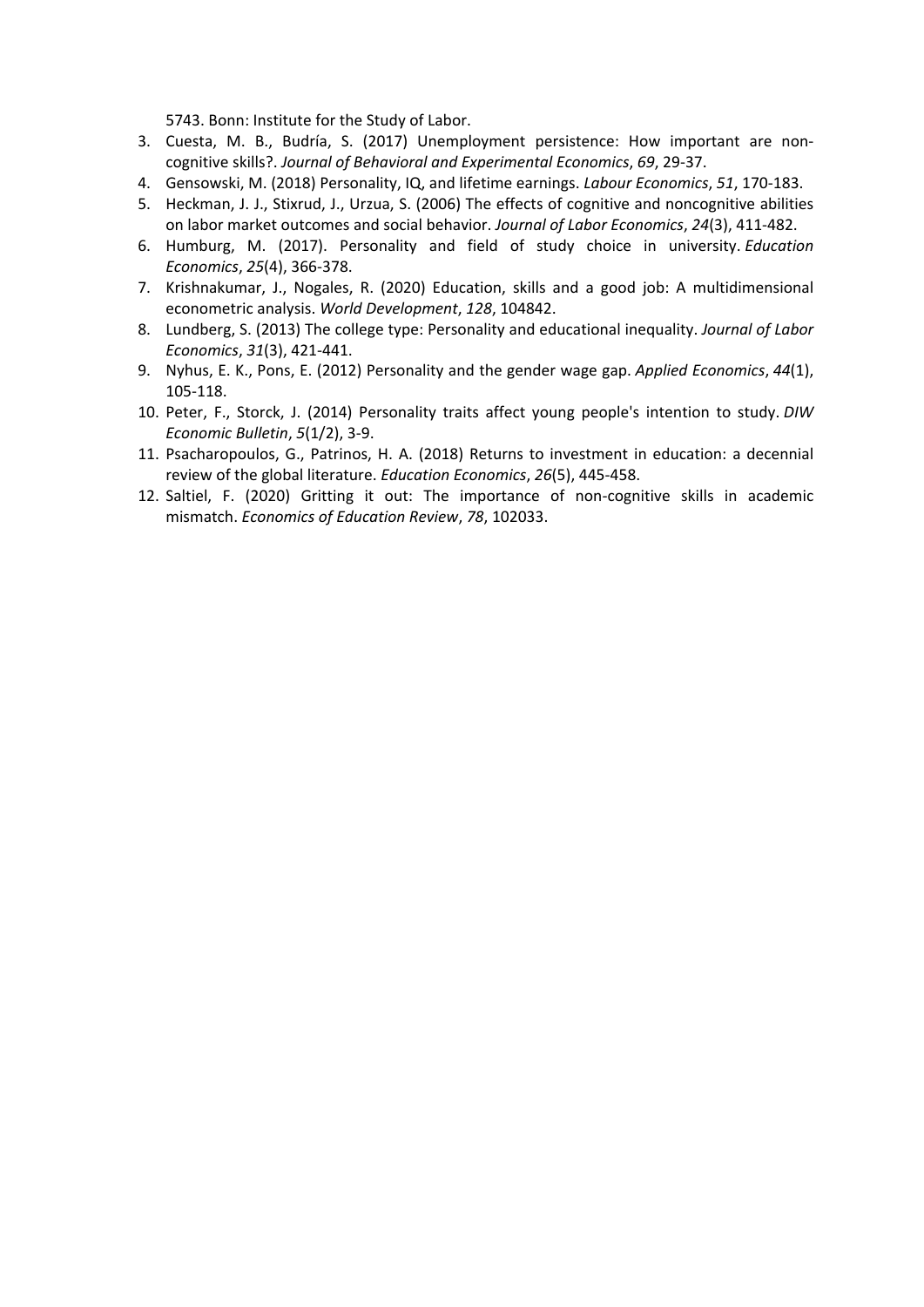5743. Bonn: Institute for the Study of Labor.

3. Cuesta, M. B., Budría, S. (2017) Unemployment persistence: How important are non-cognitive skills?. *Journal of Behavioral and Experimental Economics*, *69*, 29-37.
4. Gensowski, M. (2018) Personality, IQ, and lifetime earnings. *Labour Economics*, *51*, 170-183.
5. Heckman, J. J., Stixrud, J., Urzua, S. (2006) The effects of cognitive and noncognitive abilities on labor market outcomes and social behavior. *Journal of Labor Economics*, *24*(3), 411-482.
6. Humburg, M. (2017). Personality and field of study choice in university. *Education Economics*, *25*(4), 366-378.
7. Krishnakumar, J., Nogales, R. (2020) Education, skills and a good job: A multidimensional econometric analysis. *World Development*, *128*, 104842.
8. Lundberg, S. (2013) The college type: Personality and educational inequality. *Journal of Labor Economics*, *31*(3), 421-441.
9. Nyhus, E. K., Pons, E. (2012) Personality and the gender wage gap. *Applied Economics*, *44*(1), 105-118.
10. Peter, F., Storck, J. (2014) Personality traits affect young people's intention to study. *DIW Economic Bulletin*, *5*(1/2), 3-9.
11. Psacharopoulos, G., Patrinos, H. A. (2018) Returns to investment in education: a decennial review of the global literature. *Education Economics*, *26*(5), 445-458.
12. Saltiel, F. (2020) Gritting it out: The importance of non-cognitive skills in academic mismatch. *Economics of Education Review*, *78*, 102033.